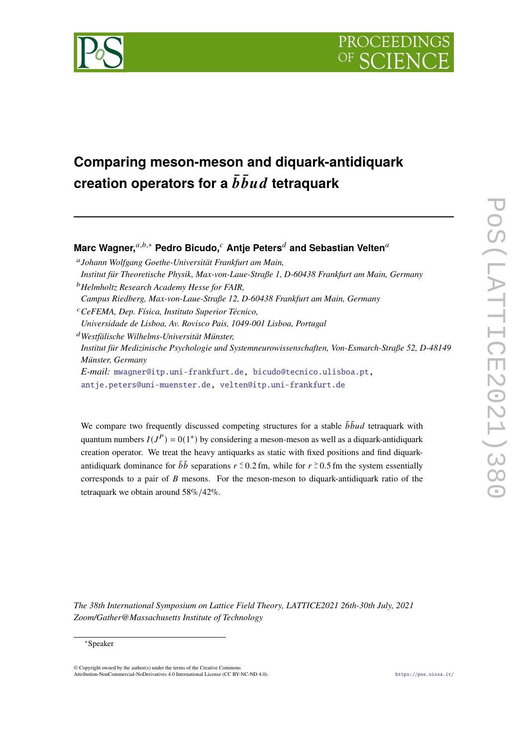# Comparing meson-meson and diquark-antidiquark creation operators for a $\bar{b}\bar{b}ud$ tetraquark

**Marc Wagner,**[a,b,*] **Pedro Bicudo,**[c] **Antje Peters**[d] **and Sebastian Velten**[a]

[a] *Johann Wolfgang Goethe-Universität Frankfurt am Main, Institut für Theoretische Physik, Max-von-Laue-Straße 1, D-60438 Frankfurt am Main, Germany*

[b] *Helmholtz Research Academy Hesse for FAIR, Campus Riedberg, Max-von-Laue-Straße 12, D-60438 Frankfurt am Main, Germany*

[c] *CeFEMA, Dep. Física, Instituto Superior Técnico, Universidade de Lisboa, Av. Rovisco Pais, 1049-001 Lisboa, Portugal*

[d] *Westfälische Wilhelms-Universität Münster, Institut für Medizinische Psychologie und Systemneurowissenschaften, Von-Esmarch-Straße 52, D-48149 Münster, Germany*

*E-mail:* mwagner@itp.uni-frankfurt.de, bicudo@tecnico.ulisboa.pt, antje.peters@uni-muenster.de, velten@itp.uni-frankfurt.de

We compare two frequently discussed competing structures for a stable $\bar{b}\bar{b}ud$ tetraquark with quantum numbers $I(J^P) = 0(1^+)$ by considering a meson-meson as well as a diquark-antidiquark creation operator. We treat the heavy antiquarks as static with fixed positions and find diquark-antidiquark dominance for $\bar{b}\bar{b}$ separations $r \lesssim 0.2\,\text{fm}$, while for $r \gtrsim 0.5\,\text{fm}$ the system essentially corresponds to a pair of $B$ mesons. For the meson-meson to diquark-antidiquark ratio of the tetraquark we obtain around 58%/42%.

*The 38th International Symposium on Lattice Field Theory, LATTICE2021 26th-30th July, 2021 Zoom/Gather@Massachusetts Institute of Technology*

[*] Speaker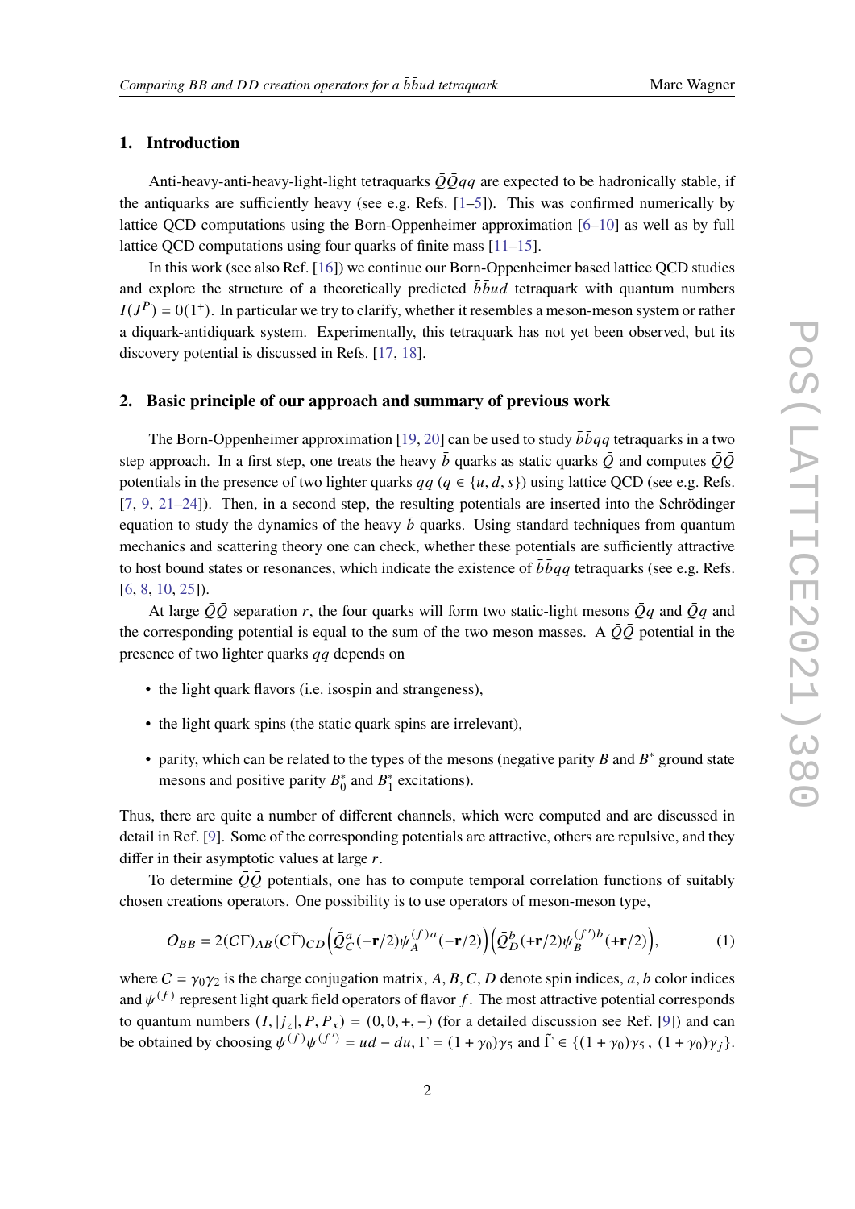## 1. Introduction

Anti-heavy-anti-heavy-light-light tetraquarks $\bar{Q}\bar{Q}qq$ are expected to be hadronically stable, if the antiquarks are sufficiently heavy (see e.g. Refs. [1–5]). This was confirmed numerically by lattice QCD computations using the Born-Oppenheimer approximation [6–10] as well as by full lattice QCD computations using four quarks of finite mass [11–15].

In this work (see also Ref. [16]) we continue our Born-Oppenheimer based lattice QCD studies and explore the structure of a theoretically predicted $\bar{b}\bar{b}ud$ tetraquark with quantum numbers $I(J^P) = 0(1^+)$. In particular we try to clarify, whether it resembles a meson-meson system or rather a diquark-antidiquark system. Experimentally, this tetraquark has not yet been observed, but its discovery potential is discussed in Refs. [17, 18].

## 2. Basic principle of our approach and summary of previous work

The Born-Oppenheimer approximation [19, 20] can be used to study $\bar{b}\bar{b}qq$ tetraquarks in a two step approach. In a first step, one treats the heavy $\bar{b}$ quarks as static quarks $\bar{Q}$ and computes $\bar{Q}\bar{Q}$ potentials in the presence of two lighter quarks $qq$ ($q \in \{u, d, s\}$) using lattice QCD (see e.g. Refs. [7, 9, 21–24]). Then, in a second step, the resulting potentials are inserted into the Schrödinger equation to study the dynamics of the heavy $\bar{b}$ quarks. Using standard techniques from quantum mechanics and scattering theory one can check, whether these potentials are sufficiently attractive to host bound states or resonances, which indicate the existence of $\bar{b}\bar{b}qq$ tetraquarks (see e.g. Refs. [6, 8, 10, 25]).

At large $\bar{Q}\bar{Q}$ separation $r$, the four quarks will form two static-light mesons $\bar{Q}q$ and $\bar{Q}q$ and the corresponding potential is equal to the sum of the two meson masses. A $\bar{Q}\bar{Q}$ potential in the presence of two lighter quarks $qq$ depends on

- the light quark flavors (i.e. isospin and strangeness),
- the light quark spins (the static quark spins are irrelevant),
- parity, which can be related to the types of the mesons (negative parity $B$ and $B^*$ ground state mesons and positive parity $B_0^*$ and $B_1^*$ excitations).

Thus, there are quite a number of different channels, which were computed and are discussed in detail in Ref. [9]. Some of the corresponding potentials are attractive, others are repulsive, and they differ in their asymptotic values at large $r$.

To determine $\bar{Q}\bar{Q}$ potentials, one has to compute temporal correlation functions of suitably chosen creations operators. One possibility is to use operators of meson-meson type,

$$\mathcal{O}_{BB} = 2(C\Gamma)_{AB}(C\tilde{\Gamma})_{CD}\Big(\bar{Q}_C^a(-\mathbf{r}/2)\psi_A^{(f)a}(-\mathbf{r}/2)\Big)\Big(\bar{Q}_D^b(+\mathbf{r}/2)\psi_B^{(f')b}(+\mathbf{r}/2)\Big), \tag{1}$$

where $C = \gamma_0\gamma_2$ is the charge conjugation matrix, $A, B, C, D$ denote spin indices, $a, b$ color indices and $\psi^{(f)}$ represent light quark field operators of flavor $f$. The most attractive potential corresponds to quantum numbers $(I, |j_z|, P, P_x) = (0, 0, +, -)$ (for a detailed discussion see Ref. [9]) and can be obtained by choosing $\psi^{(f)}\psi^{(f')} = ud - du$, $\Gamma = (1+\gamma_0)\gamma_5$ and $\tilde{\Gamma} \in \{(1+\gamma_0)\gamma_5\,,\ (1+\gamma_0)\gamma_j\}$.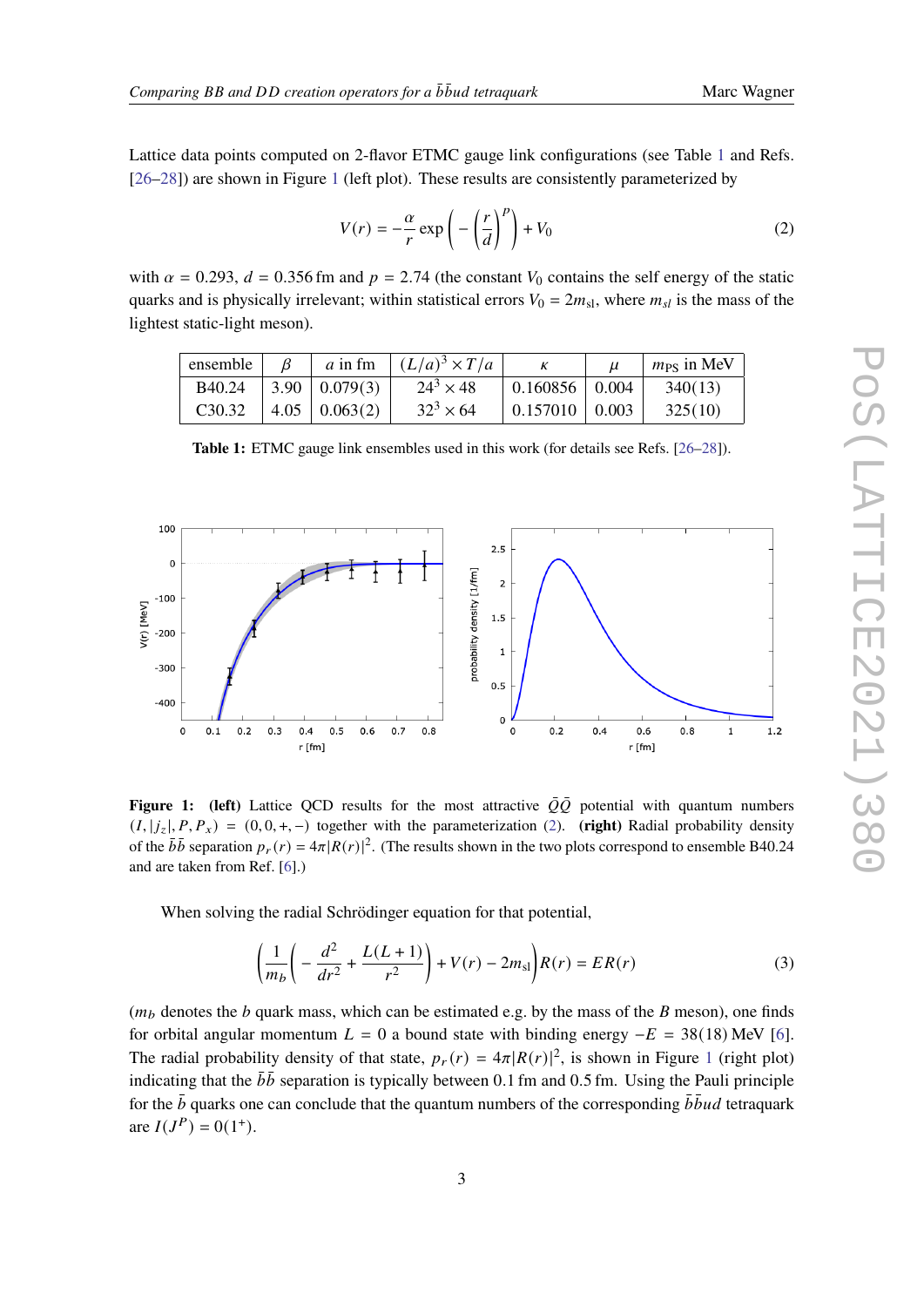Lattice data points computed on 2-flavor ETMC gauge link configurations (see Table 1 and Refs. [26–28]) are shown in Figure 1 (left plot). These results are consistently parameterized by

$$V(r) = -\frac{\alpha}{r} \exp\left(-\left(\frac{r}{d}\right)^p\right) + V_0 \tag{2}$$

with $\alpha = 0.293$, $d = 0.356$ fm and $p = 2.74$ (the constant $V_0$ contains the self energy of the static quarks and is physically irrelevant; within statistical errors $V_0 = 2m_{\rm sl}$, where $m_{sl}$ is the mass of the lightest static-light meson).

| ensemble | $\beta$ | $a$ in fm | $(L/a)^3 \times T/a$ | $\kappa$ | $\mu$ | $m_{\rm PS}$ in MeV |
|---|---|---|---|---|---|---|
| B40.24 | 3.90 | 0.079(3) | $24^3 \times 48$ | 0.160856 | 0.004 | 340(13) |
| C30.32 | 4.05 | 0.063(2) | $32^3 \times 64$ | 0.157010 | 0.003 | 325(10) |

**Table 1:** ETMC gauge link ensembles used in this work (for details see Refs. [26–28]).

**Figure 1: (left)** Lattice QCD results for the most attractive $\bar{Q}\bar{Q}$ potential with quantum numbers $(I, |j_z|, P, P_x) = (0, 0, +, -)$ together with the parameterization (2). **(right)** Radial probability density of the $\bar{b}\bar{b}$ separation $p_r(r) = 4\pi|R(r)|^2$. (The results shown in the two plots correspond to ensemble B40.24 and are taken from Ref. [6].)

When solving the radial Schrödinger equation for that potential,

$$\left(\frac{1}{m_b}\left(-\frac{d^2}{dr^2} + \frac{L(L+1)}{r^2}\right) + V(r) - 2m_{\rm sl}\right)R(r) = ER(r) \tag{3}$$

($m_b$ denotes the $b$ quark mass, which can be estimated e.g. by the mass of the $B$ meson), one finds for orbital angular momentum $L = 0$ a bound state with binding energy $-E = 38(18)$ MeV [6]. The radial probability density of that state, $p_r(r) = 4\pi|R(r)|^2$, is shown in Figure 1 (right plot) indicating that the $\bar{b}\bar{b}$ separation is typically between 0.1 fm and 0.5 fm. Using the Pauli principle for the $\bar{b}$ quarks one can conclude that the quantum numbers of the corresponding $\bar{b}\bar{b}ud$ tetraquark are $I(J^P) = 0(1^+)$.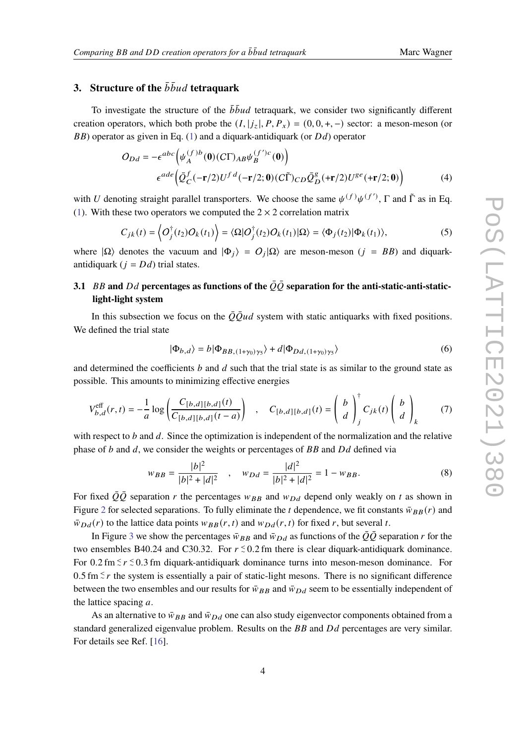## 3. Structure of the $\bar{b}\bar{b}ud$ tetraquark

To investigate the structure of the $\bar{b}\bar{b}ud$ tetraquark, we consider two significantly different creation operators, which both probe the $(I, |j_z|, P, P_x) = (0, 0, +, -)$ sector: a meson-meson (or $BB$) operator as given in Eq. (1) and a diquark-antidiquark (or $Dd$) operator

$$
\begin{aligned}
O_{Dd} = -\epsilon^{abc}\Big(\psi_A^{(f)b}(\mathbf{0})(C\Gamma)_{AB}\psi_B^{(f')c}(\mathbf{0})\Big) \\
\epsilon^{ade}\Big(\bar{Q}_C^{f}(-\mathbf{r}/2)U^{fd}(-\mathbf{r}/2;\mathbf{0})(C\tilde{\Gamma})_{CD}\bar{Q}_D^{g}(+\mathbf{r}/2)U^{ge}(+\mathbf{r}/2;\mathbf{0})\Big)
\end{aligned}
\tag{4}
$$

with $U$ denoting straight parallel transporters. We choose the same $\psi^{(f)}\psi^{(f')}$, $\Gamma$ and $\tilde{\Gamma}$ as in Eq. (1). With these two operators we computed the $2 \times 2$ correlation matrix

$$
C_{jk}(t) = \Big\langle O_j^\dagger(t_2)O_k(t_1)\Big\rangle = \langle\Omega|O_j^\dagger(t_2)O_k(t_1)|\Omega\rangle = \langle\Phi_j(t_2)|\Phi_k(t_1)\rangle, \tag{5}
$$

where $|\Omega\rangle$ denotes the vacuum and $|\Phi_j\rangle = O_j|\Omega\rangle$ are meson-meson ($j = BB$) and diquark-antidiquark ($j = Dd$) trial states.

### 3.1 $BB$ and $Dd$ percentages as functions of the $\bar{Q}\bar{Q}$ separation for the anti-static-anti-static-light-light system

In this subsection we focus on the $\bar{Q}\bar{Q}ud$ system with static antiquarks with fixed positions. We defined the trial state

$$
|\Phi_{b,d}\rangle = b|\Phi_{BB,(1+\gamma_0)\gamma_5}\rangle + d|\Phi_{Dd,(1+\gamma_0)\gamma_5}\rangle \tag{6}
$$

and determined the coefficients $b$ and $d$ such that the trial state is as similar to the ground state as possible. This amounts to minimizing effective energies

$$
V_{b,d}^{\text{eff}}(r,t) = -\frac{1}{a}\log\left(\frac{C_{[b,d][b,d]}(t)}{C_{[b,d][b,d]}(t-a)}\right) \quad , \quad C_{[b,d][b,d]}(t) = \begin{pmatrix} b \\ d \end{pmatrix}_j^\dagger C_{jk}(t)\begin{pmatrix} b \\ d \end{pmatrix}_k \tag{7}
$$

with respect to $b$ and $d$. Since the optimization is independent of the normalization and the relative phase of $b$ and $d$, we consider the weights or percentages of $BB$ and $Dd$ defined via

$$
w_{BB} = \frac{|b|^2}{|b|^2 + |d|^2} \quad , \quad w_{Dd} = \frac{|d|^2}{|b|^2 + |d|^2} = 1 - w_{BB}. \tag{8}
$$

For fixed $\bar{Q}\bar{Q}$ separation $r$ the percentages $w_{BB}$ and $w_{Dd}$ depend only weakly on $t$ as shown in Figure 2 for selected separations. To fully eliminate the $t$ dependence, we fit constants $\bar{w}_{BB}(r)$ and $\bar{w}_{Dd}(r)$ to the lattice data points $w_{BB}(r,t)$ and $w_{Dd}(r,t)$ for fixed $r$, but several $t$.

In Figure 3 we show the percentages $\bar{w}_{BB}$ and $\bar{w}_{Dd}$ as functions of the $\bar{Q}\bar{Q}$ separation $r$ for the two ensembles B40.24 and C30.32. For $r \lesssim 0.2\,\text{fm}$ there is clear diquark-antidiquark dominance. For $0.2\,\text{fm} \lesssim r \lesssim 0.3\,\text{fm}$ diquark-antidiquark dominance turns into meson-meson dominance. For $0.5\,\text{fm} \lesssim r$ the system is essentially a pair of static-light mesons. There is no significant difference between the two ensembles and our results for $\bar{w}_{BB}$ and $\bar{w}_{Dd}$ seem to be essentially independent of the lattice spacing $a$.

As an alternative to $\bar{w}_{BB}$ and $\bar{w}_{Dd}$ one can also study eigenvector components obtained from a standard generalized eigenvalue problem. Results on the $BB$ and $Dd$ percentages are very similar. For details see Ref. [16].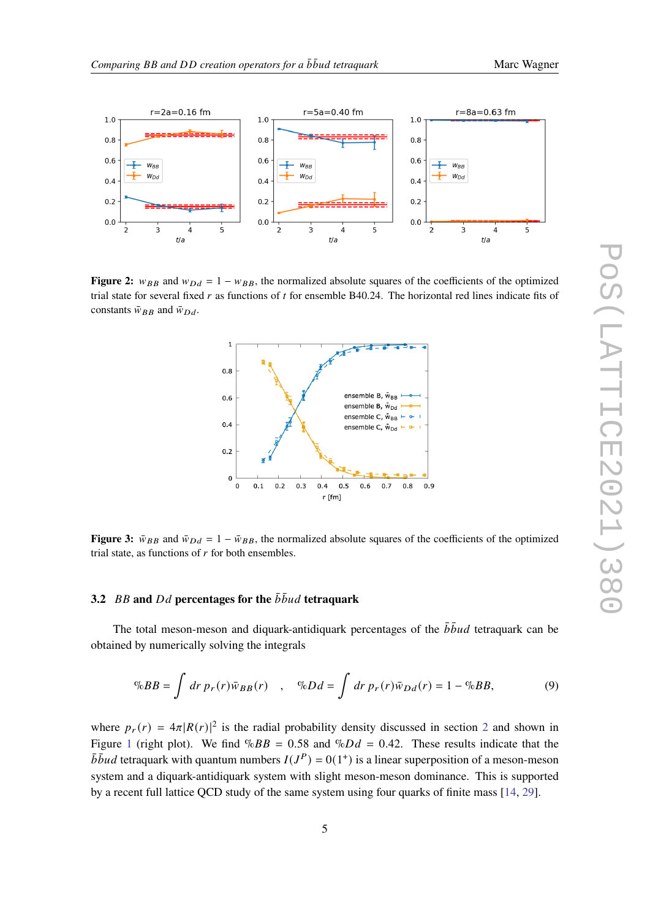Figure 2: $w_{BB}$ and $w_{Dd} = 1 - w_{BB}$, the normalized absolute squares of the coefficients of the optimized trial state for several fixed $r$ as functions of $t$ for ensemble B40.24. The horizontal red lines indicate fits of constants $\bar{w}_{BB}$ and $\bar{w}_{Dd}$.

Figure 3: $\bar{w}_{BB}$ and $\bar{w}_{Dd} = 1 - \bar{w}_{BB}$, the normalized absolute squares of the coefficients of the optimized trial state, as functions of $r$ for both ensembles.

### 3.2 $BB$ and $Dd$ percentages for the $\bar{b}\bar{b}ud$ tetraquark

The total meson-meson and diquark-antidiquark percentages of the $\bar{b}\bar{b}ud$ tetraquark can be obtained by numerically solving the integrals

$$\%BB = \int dr \, p_r(r) \bar{w}_{BB}(r) \quad , \quad \%Dd = \int dr \, p_r(r) \bar{w}_{Dd}(r) = 1 - \%BB, \tag{9}$$

where $p_r(r) = 4\pi |R(r)|^2$ is the radial probability density discussed in section 2 and shown in Figure 1 (right plot). We find $\%BB = 0.58$ and $\%Dd = 0.42$. These results indicate that the $\bar{b}\bar{b}ud$ tetraquark with quantum numbers $I(J^P) = 0(1^+)$ is a linear superposition of a meson-meson system and a diquark-antidiquark system with slight meson-meson dominance. This is supported by a recent full lattice QCD study of the same system using four quarks of finite mass [14, 29].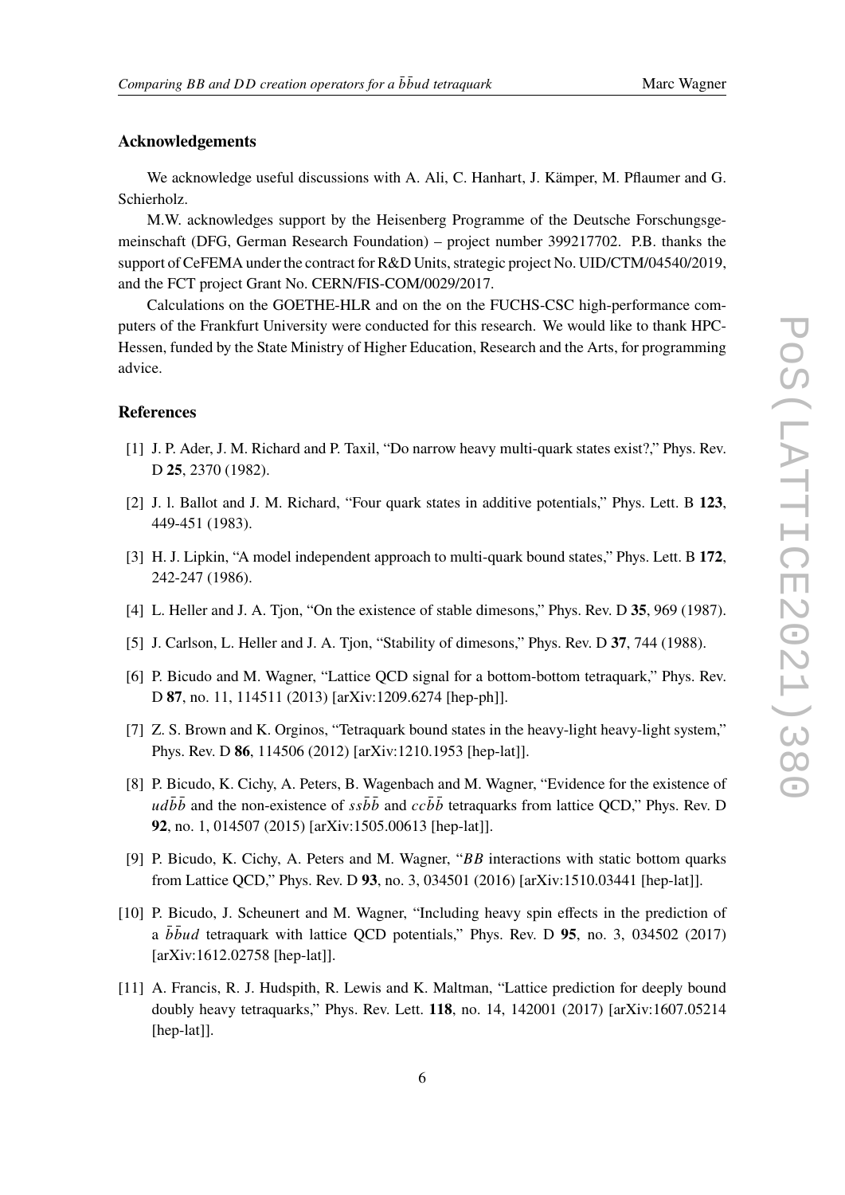## Acknowledgements

We acknowledge useful discussions with A. Ali, C. Hanhart, J. Kämper, M. Pflaumer and G. Schierholz.

M.W. acknowledges support by the Heisenberg Programme of the Deutsche Forschungsgemeinschaft (DFG, German Research Foundation) – project number 399217702. P.B. thanks the support of CeFEMA under the contract for R&D Units, strategic project No. UID/CTM/04540/2019, and the FCT project Grant No. CERN/FIS-COM/0029/2017.

Calculations on the GOETHE-HLR and on the on the FUCHS-CSC high-performance computers of the Frankfurt University were conducted for this research. We would like to thank HPC-Hessen, funded by the State Ministry of Higher Education, Research and the Arts, for programming advice.

## References

[1] J. P. Ader, J. M. Richard and P. Taxil, "Do narrow heavy multi-quark states exist?," Phys. Rev. D **25**, 2370 (1982).

[2] J. l. Ballot and J. M. Richard, "Four quark states in additive potentials," Phys. Lett. B **123**, 449-451 (1983).

[3] H. J. Lipkin, "A model independent approach to multi-quark bound states," Phys. Lett. B **172**, 242-247 (1986).

[4] L. Heller and J. A. Tjon, "On the existence of stable dimesons," Phys. Rev. D **35**, 969 (1987).

[5] J. Carlson, L. Heller and J. A. Tjon, "Stability of dimesons," Phys. Rev. D **37**, 744 (1988).

[6] P. Bicudo and M. Wagner, "Lattice QCD signal for a bottom-bottom tetraquark," Phys. Rev. D **87**, no. 11, 114511 (2013) [arXiv:1209.6274 [hep-ph]].

[7] Z. S. Brown and K. Orginos, "Tetraquark bound states in the heavy-light heavy-light system," Phys. Rev. D **86**, 114506 (2012) [arXiv:1210.1953 [hep-lat]].

[8] P. Bicudo, K. Cichy, A. Peters, B. Wagenbach and M. Wagner, "Evidence for the existence of $ud\bar{b}\bar{b}$ and the non-existence of $ss\bar{b}\bar{b}$ and $cc\bar{b}\bar{b}$ tetraquarks from lattice QCD," Phys. Rev. D **92**, no. 1, 014507 (2015) [arXiv:1505.00613 [hep-lat]].

[9] P. Bicudo, K. Cichy, A. Peters and M. Wagner, "$BB$ interactions with static bottom quarks from Lattice QCD," Phys. Rev. D **93**, no. 3, 034501 (2016) [arXiv:1510.03441 [hep-lat]].

[10] P. Bicudo, J. Scheunert and M. Wagner, "Including heavy spin effects in the prediction of a $\bar{b}\bar{b}ud$ tetraquark with lattice QCD potentials," Phys. Rev. D **95**, no. 3, 034502 (2017) [arXiv:1612.02758 [hep-lat]].

[11] A. Francis, R. J. Hudspith, R. Lewis and K. Maltman, "Lattice prediction for deeply bound doubly heavy tetraquarks," Phys. Rev. Lett. **118**, no. 14, 142001 (2017) [arXiv:1607.05214 [hep-lat]].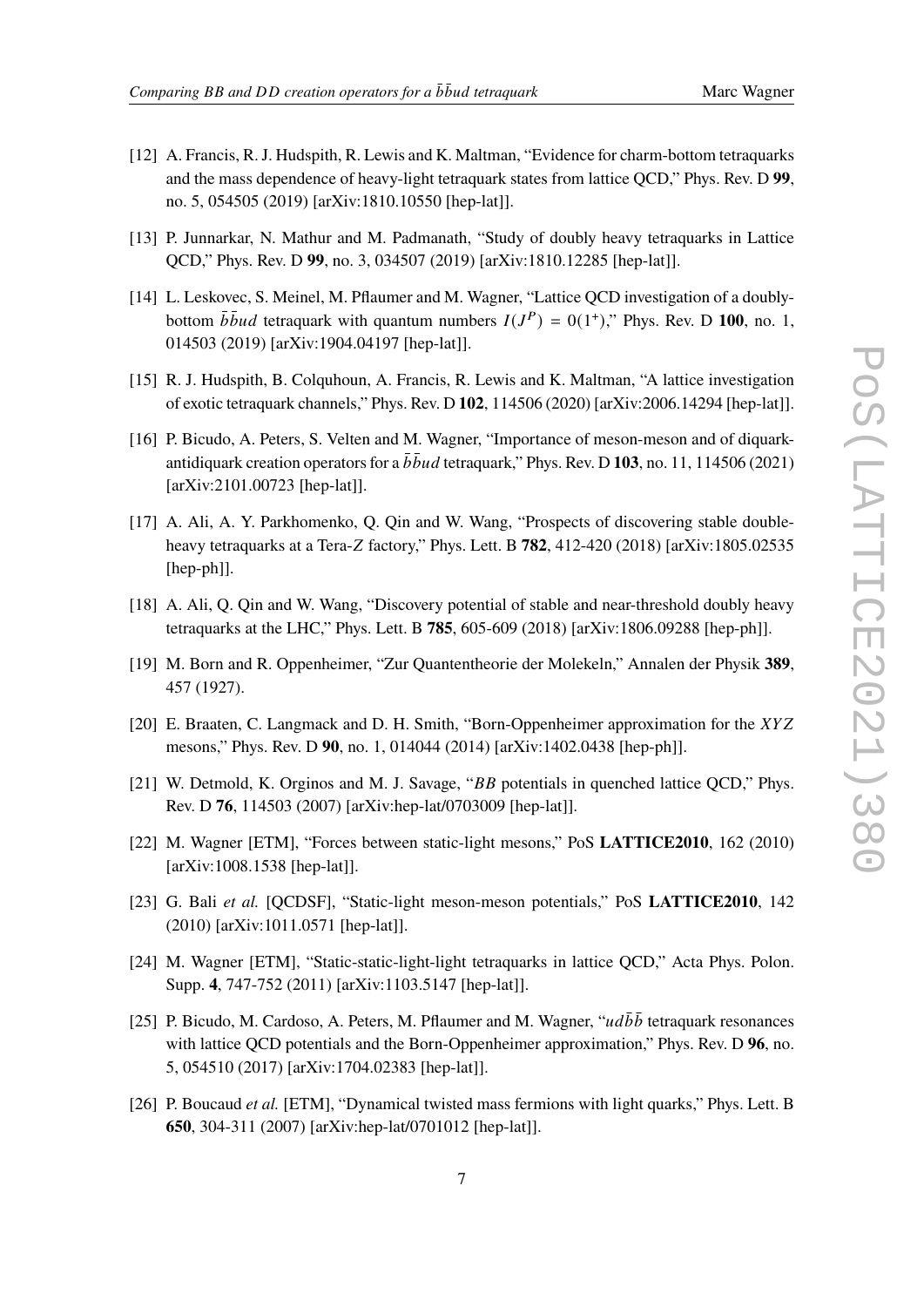[12] A. Francis, R. J. Hudspith, R. Lewis and K. Maltman, "Evidence for charm-bottom tetraquarks and the mass dependence of heavy-light tetraquark states from lattice QCD," Phys. Rev. D **99**, no. 5, 054505 (2019) [arXiv:1810.10550 [hep-lat]].

[13] P. Junnarkar, N. Mathur and M. Padmanath, "Study of doubly heavy tetraquarks in Lattice QCD," Phys. Rev. D **99**, no. 3, 034507 (2019) [arXiv:1810.12285 [hep-lat]].

[14] L. Leskovec, S. Meinel, M. Pflaumer and M. Wagner, "Lattice QCD investigation of a doubly-bottom $\bar{b}\bar{b}ud$ tetraquark with quantum numbers $I(J^P) = 0(1^+)$," Phys. Rev. D **100**, no. 1, 014503 (2019) [arXiv:1904.04197 [hep-lat]].

[15] R. J. Hudspith, B. Colquhoun, A. Francis, R. Lewis and K. Maltman, "A lattice investigation of exotic tetraquark channels," Phys. Rev. D **102**, 114506 (2020) [arXiv:2006.14294 [hep-lat]].

[16] P. Bicudo, A. Peters, S. Velten and M. Wagner, "Importance of meson-meson and of diquark-antidiquark creation operators for a $\bar{b}\bar{b}ud$ tetraquark," Phys. Rev. D **103**, no. 11, 114506 (2021) [arXiv:2101.00723 [hep-lat]].

[17] A. Ali, A. Y. Parkhomenko, Q. Qin and W. Wang, "Prospects of discovering stable double-heavy tetraquarks at a Tera-$Z$ factory," Phys. Lett. B **782**, 412-420 (2018) [arXiv:1805.02535 [hep-ph]].

[18] A. Ali, Q. Qin and W. Wang, "Discovery potential of stable and near-threshold doubly heavy tetraquarks at the LHC," Phys. Lett. B **785**, 605-609 (2018) [arXiv:1806.09288 [hep-ph]].

[19] M. Born and R. Oppenheimer, "Zur Quantentheorie der Molekeln," Annalen der Physik **389**, 457 (1927).

[20] E. Braaten, C. Langmack and D. H. Smith, "Born-Oppenheimer approximation for the $XYZ$ mesons," Phys. Rev. D **90**, no. 1, 014044 (2014) [arXiv:1402.0438 [hep-ph]].

[21] W. Detmold, K. Orginos and M. J. Savage, "$BB$ potentials in quenched lattice QCD," Phys. Rev. D **76**, 114503 (2007) [arXiv:hep-lat/0703009 [hep-lat]].

[22] M. Wagner [ETM], "Forces between static-light mesons," PoS **LATTICE2010**, 162 (2010) [arXiv:1008.1538 [hep-lat]].

[23] G. Bali *et al.* [QCDSF], "Static-light meson-meson potentials," PoS **LATTICE2010**, 142 (2010) [arXiv:1011.0571 [hep-lat]].

[24] M. Wagner [ETM], "Static-static-light-light tetraquarks in lattice QCD," Acta Phys. Polon. Supp. **4**, 747-752 (2011) [arXiv:1103.5147 [hep-lat]].

[25] P. Bicudo, M. Cardoso, A. Peters, M. Pflaumer and M. Wagner, "$ud\bar{b}\bar{b}$ tetraquark resonances with lattice QCD potentials and the Born-Oppenheimer approximation," Phys. Rev. D **96**, no. 5, 054510 (2017) [arXiv:1704.02383 [hep-lat]].

[26] P. Boucaud *et al.* [ETM], "Dynamical twisted mass fermions with light quarks," Phys. Lett. B **650**, 304-311 (2007) [arXiv:hep-lat/0701012 [hep-lat]].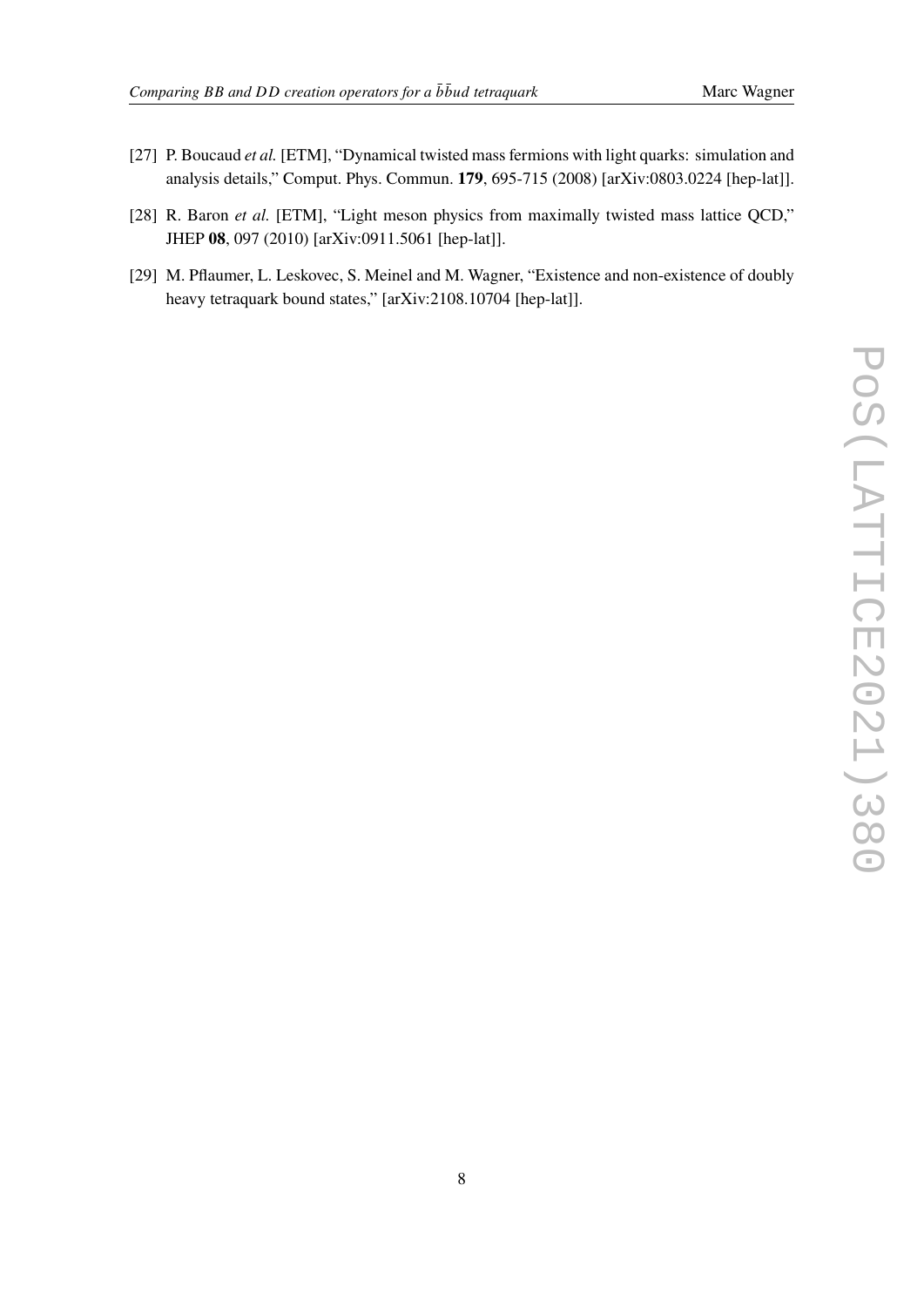[27] P. Boucaud *et al.* [ETM], "Dynamical twisted mass fermions with light quarks: simulation and analysis details," Comput. Phys. Commun. **179**, 695-715 (2008) [arXiv:0803.0224 [hep-lat]].

[28] R. Baron *et al.* [ETM], "Light meson physics from maximally twisted mass lattice QCD," JHEP **08**, 097 (2010) [arXiv:0911.5061 [hep-lat]].

[29] M. Pflaumer, L. Leskovec, S. Meinel and M. Wagner, "Existence and non-existence of doubly heavy tetraquark bound states," [arXiv:2108.10704 [hep-lat]].